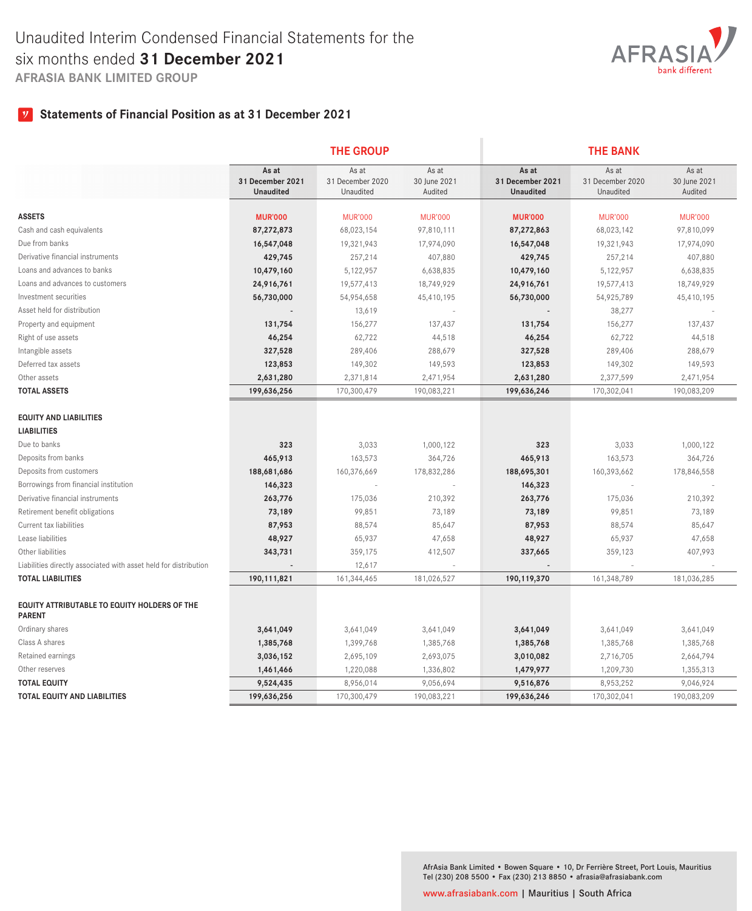# Unaudited Interim Condensed Financial Statements for the six months ended **31 December 2021**

**AFRASIA BANK LIMITED GROUP**

## Statements of Financial Position as at 31 December 2021

| | THE GROUP | | | THE BANK | | |
|---|---|---|---|---|---|---|
| | **As at 31 December 2021 Unaudited** | As at 31 December 2020 Unaudited | As at 30 June 2021 Audited | **As at 31 December 2021 Unaudited** | As at 31 December 2020 Unaudited | As at 30 June 2021 Audited |
| **ASSETS** | **MUR'000** | MUR'000 | MUR'000 | **MUR'000** | MUR'000 | MUR'000 |
| Cash and cash equivalents | **87,272,873** | 68,023,154 | 97,810,111 | **87,272,863** | 68,023,142 | 97,810,099 |
| Due from banks | **16,547,048** | 19,321,943 | 17,974,090 | **16,547,048** | 19,321,943 | 17,974,090 |
| Derivative financial instruments | **429,745** | 257,214 | 407,880 | **429,745** | 257,214 | 407,880 |
| Loans and advances to banks | **10,479,160** | 5,122,957 | 6,638,835 | **10,479,160** | 5,122,957 | 6,638,835 |
| Loans and advances to customers | **24,916,761** | 19,577,413 | 18,749,929 | **24,916,761** | 19,577,413 | 18,749,929 |
| Investment securities | **56,730,000** | 54,954,658 | 45,410,195 | **56,730,000** | 54,925,789 | 45,410,195 |
| Asset held for distribution | **-** | 13,619 | - | **-** | 38,277 | - |
| Property and equipment | **131,754** | 156,277 | 137,437 | **131,754** | 156,277 | 137,437 |
| Right of use assets | **46,254** | 62,722 | 44,518 | **46,254** | 62,722 | 44,518 |
| Intangible assets | **327,528** | 289,406 | 288,679 | **327,528** | 289,406 | 288,679 |
| Deferred tax assets | **123,853** | 149,302 | 149,593 | **123,853** | 149,302 | 149,593 |
| Other assets | **2,631,280** | 2,371,814 | 2,471,954 | **2,631,280** | 2,377,599 | 2,471,954 |
| **TOTAL ASSETS** | **199,636,256** | 170,300,479 | 190,083,221 | **199,636,246** | 170,302,041 | 190,083,209 |
| **EQUITY AND LIABILITIES** | | | | | | |
| **LIABILITIES** | | | | | | |
| Due to banks | **323** | 3,033 | 1,000,122 | **323** | 3,033 | 1,000,122 |
| Deposits from banks | **465,913** | 163,573 | 364,726 | **465,913** | 163,573 | 364,726 |
| Deposits from customers | **188,681,686** | 160,376,669 | 178,832,286 | **188,695,301** | 160,393,662 | 178,846,558 |
| Borrowings from financial institution | **146,323** | - | - | **146,323** | - | - |
| Derivative financial instruments | **263,776** | 175,036 | 210,392 | **263,776** | 175,036 | 210,392 |
| Retirement benefit obligations | **73,189** | 99,851 | 73,189 | **73,189** | 99,851 | 73,189 |
| Current tax liabilities | **87,953** | 88,574 | 85,647 | **87,953** | 88,574 | 85,647 |
| Lease liabilities | **48,927** | 65,937 | 47,658 | **48,927** | 65,937 | 47,658 |
| Other liabilities | **343,731** | 359,175 | 412,507 | **337,665** | 359,123 | 407,993 |
| Liabilities directly associated with asset held for distribution | **-** | 12,617 | - | **-** | - | - |
| **TOTAL LIABILITIES** | **190,111,821** | 161,344,465 | 181,026,527 | **190,119,370** | 161,348,789 | 181,036,285 |
| **EQUITY ATTRIBUTABLE TO EQUITY HOLDERS OF THE PARENT** | | | | | | |
| Ordinary shares | **3,641,049** | 3,641,049 | 3,641,049 | **3,641,049** | 3,641,049 | 3,641,049 |
| Class A shares | **1,385,768** | 1,399,768 | 1,385,768 | **1,385,768** | 1,385,768 | 1,385,768 |
| Retained earnings | **3,036,152** | 2,695,109 | 2,693,075 | **3,010,082** | 2,716,705 | 2,664,794 |
| Other reserves | **1,461,466** | 1,220,088 | 1,336,802 | **1,479,977** | 1,209,730 | 1,355,313 |
| **TOTAL EQUITY** | **9,524,435** | 8,956,014 | 9,056,694 | **9,516,876** | 8,953,252 | 9,046,924 |
| **TOTAL EQUITY AND LIABILITIES** | **199,636,256** | 170,300,479 | 190,083,221 | **199,636,246** | 170,302,041 | 190,083,209 |

AfrAsia Bank Limited • Bowen Square • 10, Dr Ferrière Street, Port Louis, Mauritius
Tel (230) 208 5500 • Fax (230) 213 8850 • afrasia@afrasiabank.com

www.afrasiabank.com | Mauritius | South Africa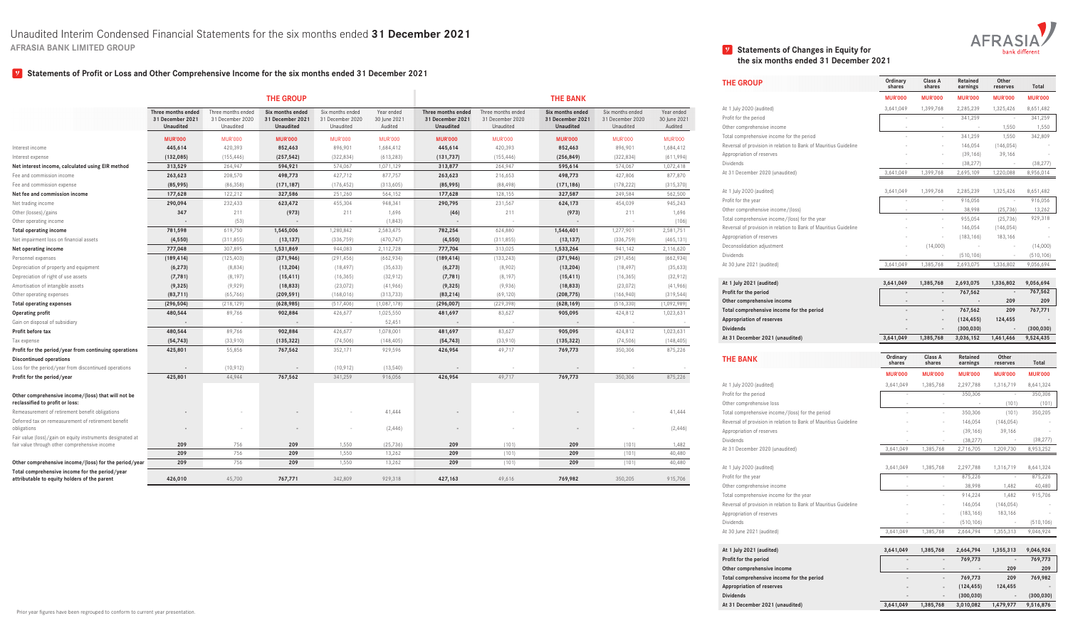# Unaudited Interim Condensed Financial Statements for the six months ended **31 December 2021**

**AFRASIA BANK LIMITED GROUP**

## Statements of Profit or Loss and Other Comprehensive Income for the six months ended 31 December 2021

| | THE GROUP | | | | | THE BANK | | | | |
|---|---|---|---|---|---|---|---|---|---|---|
| | **Three months ended 31 December 2021 Unaudited** | Three months ended 31 December 2020 Unaudited | **Six months ended 31 December 2021 Unaudited** | Six months ended 31 December 2020 Unaudited | Year ended 30 June 2021 Audited | **Three months ended 31 December 2021 Unaudited** | Three months ended 31 December 2020 Unaudited | **Six months ended 31 December 2021 Unaudited** | Six months ended 31 December 2020 Unaudited | Year ended 30 June 2021 Audited |
| | **MUR'000** | MUR'000 | **MUR'000** | MUR'000 | MUR'000 | **MUR'000** | MUR'000 | **MUR'000** | MUR'000 | MUR'000 |
| Interest income | **445,614** | 420,393 | **852,463** | 896,901 | 1,684,412 | **445,614** | 420,393 | **852,463** | 896,901 | 1,684,412 |
| Interest expense | **(132,085)** | (155,446) | **(257,542)** | (322,834) | (613,283) | **(131,737)** | (155,446) | **(256,849)** | (322,834) | (611,994) |
| **Net interest income, calculated using EIR method** | **313,529** | 264,947 | **594,921** | 574,067 | 1,071,129 | **313,877** | 264,947 | **595,614** | 574,067 | 1,072,418 |
| Fee and commission income | **263,623** | 208,570 | **498,773** | 427,712 | 877,757 | **263,623** | 216,653 | **498,773** | 427,806 | 877,870 |
| Fee and commission expense | **(85,995)** | (86,358) | **(171,187)** | (176,452) | (313,605) | **(85,995)** | (88,498) | **(171,186)** | (178,222) | (315,370) |
| **Net fee and commission income** | **177,628** | 122,212 | **327,586** | 251,260 | 564,152 | **177,628** | 128,155 | **327,587** | 249,584 | 562,500 |
| Net trading income | **290,094** | 232,433 | **623,472** | 455,304 | 948,341 | **290,795** | 231,567 | **624,173** | 454,039 | 945,243 |
| Other (losses)/gains | **347** | 211 | **(973)** | 211 | 1,696 | **(46)** | 211 | **(973)** | 211 | 1,696 |
| Other operating income | **-** | (53) | **-** | - | (1,843) | **-** | - | **-** | - | (106) |
| **Total operating income** | **781,598** | 619,750 | **1,545,006** | 1,280,842 | 2,583,475 | **782,254** | 624,880 | **1,546,401** | 1,277,901 | 2,581,751 |
| Net impairment loss on financial assets | **(4,550)** | (311,855) | **(13,137)** | (336,759) | (470,747) | **(4,550)** | (311,855) | **(13,137)** | (336,759) | (465,131) |
| **Net operating income** | **777,048** | 307,895 | **1,531,869** | 944,083 | 2,112,728 | **777,704** | 313,025 | **1,533,264** | 941,142 | 2,116,620 |
| Personnel expenses | **(189,414)** | (125,403) | **(371,946)** | (291,456) | (662,934) | **(189,414)** | (133,243) | **(371,946)** | (291,456) | (662,934) |
| Depreciation of property and equipment | **(6,273)** | (8,834) | **(13,204)** | (18,497) | (35,633) | **(6,273)** | (8,902) | **(13,204)** | (18,497) | (35,633) |
| Depreciation of right of use assets | **(7,781)** | (8,197) | **(15,411)** | (16,365) | (32,912) | **(7,781)** | (8,197) | **(15,411)** | (16,365) | (32,912) |
| Amortisation of intangible assets | **(9,325)** | (9,929) | **(18,833)** | (23,072) | (41,966) | **(9,325)** | (9,936) | **(18,833)** | (23,072) | (41,966) |
| Other operating expenses | **(83,711)** | (65,766) | **(209,591)** | (168,016) | (313,733) | **(83,214)** | (69,120) | **(208,775)** | (166,940) | (319,544) |
| **Total operating expenses** | **(296,504)** | (218,129) | **(628,985)** | (517,406) | (1,087,178) | **(296,007)** | (229,398) | **(628,169)** | (516,330) | (1,092,989) |
| **Operating profit** | **480,544** | 89,766 | **902,884** | 426,677 | 1,025,550 | **481,697** | 83,627 | **905,095** | 424,812 | 1,023,631 |
| Gain on disposal of subsidiary | **-** | - | **-** | - | 52,451 | **-** | - | **-** | - | - |
| **Profit before tax** | **480,544** | 89,766 | **902,884** | 426,677 | 1,078,001 | **481,697** | 83,627 | **905,095** | 424,812 | 1,023,631 |
| Tax expense | **(54,743)** | (33,910) | **(135,322)** | (74,506) | (148,405) | **(54,743)** | (33,910) | **(135,322)** | (74,506) | (148,405) |
| **Profit for the period/year from continuing operations** | **425,801** | 55,856 | **767,562** | 352,171 | 929,596 | **426,954** | 49,717 | **769,773** | 350,306 | 875,226 |
| **Discontinued operations** | | | | | | | | | | |
| Loss for the period/year from discontinued operations | **-** | (10,912) | **-** | (10,912) | (13,540) | **-** | - | **-** | - | - |
| **Profit for the period/year** | **425,801** | 44,944 | **767,562** | 341,259 | 916,056 | **426,954** | 49,717 | **769,773** | 350,306 | 875,226 |
| **Other comprehensive income/(loss) that will not be reclassified to profit or loss:** | | | | | | | | | | |
| Remeasurement of retirement benefit obligations | **-** | - | **-** | - | 41,444 | **-** | - | **-** | - | 41,444 |
| Deferred tax on remeasurement of retirement benefit obligations | **-** | - | **-** | - | (2,446) | **-** | - | **-** | - | (2,446) |
| Fair value (loss)/gain on equity instruments designated at fair value through other comprehensive income | **209** | 756 | **209** | 1,550 | (25,736) | **209** | (101) | **209** | (101) | 1,482 |
| | **209** | 756 | **209** | 1,550 | 13,262 | **209** | (101) | **209** | (101) | 40,480 |
| **Other comprehensive income/(loss) for the period/year** | **209** | 756 | **209** | 1,550 | 13,262 | **209** | (101) | **209** | (101) | 40,480 |
| **Total comprehensive income for the period/year attributable to equity holders of the parent** | **426,010** | 45,700 | **767,771** | 342,809 | 929,318 | **427,163** | 49,616 | **769,982** | 350,205 | 915,706 |

Prior year figures have been regrouped to conform to current year presentation.

## Statements of Changes in Equity for the six months ended 31 December 2021

| THE GROUP | Ordinary shares | Class A shares | Retained earnings | Other reserves | Total |
|---|---|---|---|---|---|
| | MUR'000 | MUR'000 | MUR'000 | MUR'000 | MUR'000 |
| At 1 July 2020 (audited) | 3,641,049 | 1,399,768 | 2,285,239 | 1,325,426 | 8,651,482 |
| Profit for the period | - | - | 341,259 | - | 341,259 |
| Other comprehensive income | - | - | - | 1,550 | 1,550 |
| Total comprehensive income for the period | - | - | 341,259 | 1,550 | 342,809 |
| Reversal of provision in relation to Bank of Mauritius Guideline | - | - | 146,054 | (146,054) | - |
| Appropriation of reserves | - | - | (39,166) | 39,166 | - |
| Dividends | - | - | (38,277) | - | (38,277) |
| At 31 December 2020 (unaudited) | 3,641,049 | 1,399,768 | 2,695,109 | 1,220,088 | 8,956,014 |
| | | | | | |
| At 1 July 2020 (audited) | 3,641,049 | 1,399,768 | 2,285,239 | 1,325,426 | 8,651,482 |
| Profit for the year | - | - | 916,056 | - | 916,056 |
| Other comprehensive income/(loss) | - | - | 38,998 | (25,736) | 13,262 |
| Total comprehensive income/(loss) for the year | - | - | 955,054 | (25,736) | 929,318 |
| Reversal of provision in relation to Bank of Mauritius Guideline | - | - | 146,054 | (146,054) | - |
| Appropriation of reserves | - | - | (183,166) | 183,166 | - |
| Deconsolidation adjustment | - | (14,000) | - | - | (14,000) |
| Dividends | - | - | (510,106) | - | (510,106) |
| At 30 June 2021 (audited) | 3,641,049 | 1,385,768 | 2,693,075 | 1,336,802 | 9,056,694 |
| | | | | | |
| **At 1 July 2021 (audited)** | **3,641,049** | **1,385,768** | **2,693,075** | **1,336,802** | **9,056,694** |
| **Profit for the period** | **-** | **-** | **767,562** | **-** | **767,562** |
| **Other comprehensive income** | **-** | **-** | **-** | **209** | **209** |
| **Total comprehensive income for the period** | **-** | **-** | **767,562** | **209** | **767,771** |
| **Appropriation of reserves** | **-** | **-** | **(124,455)** | **124,455** | **-** |
| **Dividends** | **-** | **-** | **(300,030)** | **-** | **(300,030)** |
| **At 31 December 2021 (unaudited)** | **3,641,049** | **1,385,768** | **3,036,152** | **1,461,466** | **9,524,435** |

| THE BANK | Ordinary shares | Class A shares | Retained earnings | Other reserves | Total |
|---|---|---|---|---|---|
| | MUR'000 | MUR'000 | MUR'000 | MUR'000 | MUR'000 |
| At 1 July 2020 (audited) | 3,641,049 | 1,385,768 | 2,297,788 | 1,316,719 | 8,641,324 |
| Profit for the period | - | - | 350,306 | - | 350,306 |
| Other comprehensive loss | - | - | - | (101) | (101) |
| Total comprehensive income/(loss) for the period | - | - | 350,306 | (101) | 350,205 |
| Reversal of provision in relation to Bank of Mauritius Guideline | - | - | 146,054 | (146,054) | - |
| Appropriation of reserves | - | - | (39,166) | 39,166 | - |
| Dividends | - | - | (38,277) | - | (38,277) |
| At 31 December 2020 (unaudited) | 3,641,049 | 1,385,768 | 2,716,705 | 1,209,730 | 8,953,252 |
| | | | | | |
| At 1 July 2020 (audited) | 3,641,049 | 1,385,768 | 2,297,788 | 1,316,719 | 8,641,324 |
| Profit for the year | - | - | 875,226 | - | 875,226 |
| Other comprehensive income | - | - | 38,998 | 1,482 | 40,480 |
| Total comprehensive income for the year | - | - | 914,224 | 1,482 | 915,706 |
| Reversal of provision in relation to Bank of Mauritius Guideline | - | - | 146,054 | (146,054) | - |
| Appropriation of reserves | - | - | (183,166) | 183,166 | - |
| Dividends | - | - | (510,106) | - | (510,106) |
| At 30 June 2021 (audited) | 3,641,049 | 1,385,768 | 2,664,794 | 1,355,313 | 9,046,924 |
| | | | | | |
| **At 1 July 2021 (audited)** | **3,641,049** | **1,385,768** | **2,664,794** | **1,355,313** | **9,046,924** |
| **Profit for the period** | **-** | **-** | **769,773** | **-** | **769,773** |
| **Other comprehensive income** | **-** | **-** | **-** | **209** | **209** |
| **Total comprehensive income for the period** | **-** | **-** | **769,773** | **209** | **769,982** |
| **Appropriation of reserves** | **-** | **-** | **(124,455)** | **124,455** | **-** |
| **Dividends** | **-** | **-** | **(300,030)** | **-** | **(300,030)** |
| **At 31 December 2021 (unaudited)** | **3,641,049** | **1,385,768** | **3,010,082** | **1,479,977** | **9,516,876** |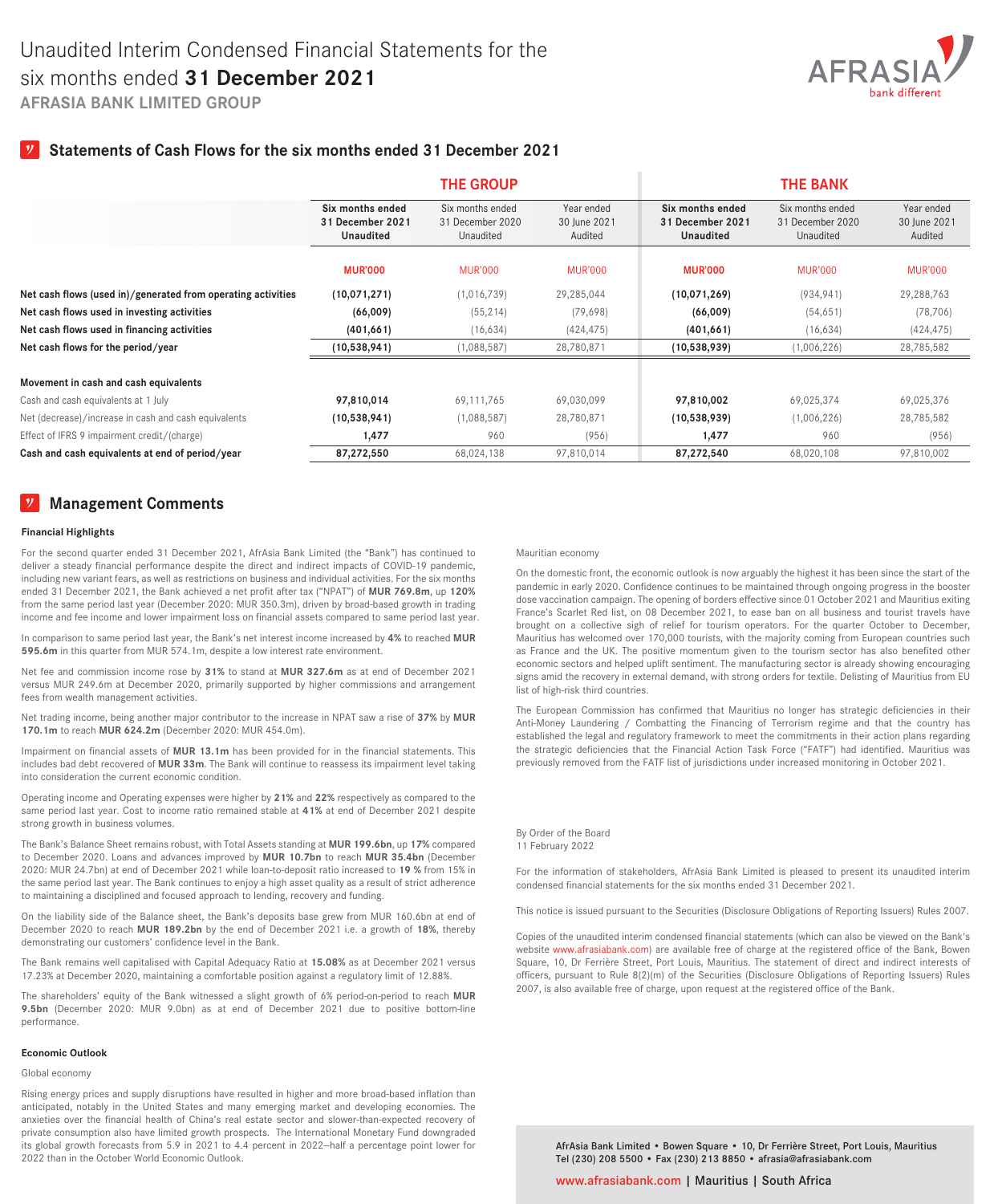# Unaudited Interim Condensed Financial Statements for the six months ended **31 December 2021**

**AFRASIA BANK LIMITED GROUP**

## Statements of Cash Flows for the six months ended 31 December 2021

| | THE GROUP | | | THE BANK | | |
|---|---|---|---|---|---|---|
| | **Six months ended 31 December 2021 Unaudited** | Six months ended 31 December 2020 Unaudited | Year ended 30 June 2021 Audited | **Six months ended 31 December 2021 Unaudited** | Six months ended 31 December 2020 Unaudited | Year ended 30 June 2021 Audited |
| | **MUR'000** | MUR'000 | MUR'000 | **MUR'000** | MUR'000 | MUR'000 |
| **Net cash flows (used in)/generated from operating activities** | **(10,071,271)** | (1,016,739) | 29,285,044 | **(10,071,269)** | (934,941) | 29,288,763 |
| **Net cash flows used in investing activities** | **(66,009)** | (55,214) | (79,698) | **(66,009)** | (54,651) | (78,706) |
| **Net cash flows used in financing activities** | **(401,661)** | (16,634) | (424,475) | **(401,661)** | (16,634) | (424,475) |
| **Net cash flows for the period/year** | **(10,538,941)** | (1,088,587) | 28,780,871 | **(10,538,939)** | (1,006,226) | 28,785,582 |
| **Movement in cash and cash equivalents** | | | | | | |
| Cash and cash equivalents at 1 July | **97,810,014** | 69,111,765 | 69,030,099 | **97,810,002** | 69,025,374 | 69,025,376 |
| Net (decrease)/increase in cash and cash equivalents | **(10,538,941)** | (1,088,587) | 28,780,871 | **(10,538,939)** | (1,006,226) | 28,785,582 |
| Effect of IFRS 9 impairment credit/(charge) | **1,477** | 960 | (956) | **1,477** | 960 | (956) |
| **Cash and cash equivalents at end of period/year** | **87,272,550** | 68,024,138 | 97,810,014 | **87,272,540** | 68,020,108 | 97,810,002 |

## Management Comments

### Financial Highlights

For the second quarter ended 31 December 2021, AfrAsia Bank Limited (the "Bank") has continued to deliver a steady financial performance despite the direct and indirect impacts of COVID-19 pandemic, including new variant fears, as well as restrictions on business and individual activities. For the six months ended 31 December 2021, the Bank achieved a net profit after tax ("NPAT") of **MUR 769.8m**, up **120%** from the same period last year (December 2020: MUR 350.3m), driven by broad-based growth in trading income and fee income and lower impairment loss on financial assets compared to same period last year.

In comparison to same period last year, the Bank's net interest income increased by **4%** to reached **MUR 595.6m** in this quarter from MUR 574.1m, despite a low interest rate environment.

Net fee and commission income rose by **31%** to stand at **MUR 327.6m** as at end of December 2021 versus MUR 249.6m at December 2020, primarily supported by higher commissions and arrangement fees from wealth management activities.

Net trading income, being another major contributor to the increase in NPAT saw a rise of **37%** by **MUR 170.1m** to reach **MUR 624.2m** (December 2020: MUR 454.0m).

Impairment on financial assets of **MUR 13.1m** has been provided for in the financial statements. This includes bad debt recovered of **MUR 33m**. The Bank will continue to reassess its impairment level taking into consideration the current economic condition.

Operating income and Operating expenses were higher by **21%** and **22%** respectively as compared to the same period last year. Cost to income ratio remained stable at **41%** at end of December 2021 despite strong growth in business volumes.

The Bank's Balance Sheet remains robust, with Total Assets standing at **MUR 199.6bn**, up **17%** compared to December 2020. Loans and advances improved by **MUR 10.7bn** to reach **MUR 35.4bn** (December 2020: MUR 24.7bn) at end of December 2021 while loan-to-deposit ratio increased to **19 %** from 15% in the same period last year. The Bank continues to enjoy a high asset quality as a result of strict adherence to maintaining a disciplined and focused approach to lending, recovery and funding.

On the liability side of the Balance sheet, the Bank's deposits base grew from MUR 160.6bn at end of December 2020 to reach **MUR 189.2bn** by the end of December 2021 i.e. a growth of **18%**, thereby demonstrating our customers' confidence level in the Bank.

The Bank remains well capitalised with Capital Adequacy Ratio at **15.08%** as at December 2021 versus 17.23% at December 2020, maintaining a comfortable position against a regulatory limit of 12.88%.

The shareholders' equity of the Bank witnessed a slight growth of 6% period-on-period to reach **MUR 9.5bn** (December 2020: MUR 9.0bn) as at end of December 2021 due to positive bottom-line performance.

### Economic Outlook

Global economy

Rising energy prices and supply disruptions have resulted in higher and more broad-based inflation than anticipated, notably in the United States and many emerging market and developing economies. The anxieties over the financial health of China's real estate sector and slower-than-expected recovery of private consumption also have limited growth prospects. The International Monetary Fund downgraded its global growth forecasts from 5.9 in 2021 to 4.4 percent in 2022—half a percentage point lower for 2022 than in the October World Economic Outlook.

Mauritian economy

On the domestic front, the economic outlook is now arguably the highest it has been since the start of the pandemic in early 2020. Confidence continues to be maintained through ongoing progress in the booster dose vaccination campaign. The opening of borders effective since 01 October 2021 and Mauritius exiting France's Scarlet Red list, on 08 December 2021, to ease ban on all business and tourist travels have brought on a collective sigh of relief for tourism operators. For the quarter October to December, Mauritius has welcomed over 170,000 tourists, with the majority coming from European countries such as France and the UK. The positive momentum given to the tourism sector has also benefited other economic sectors and helped uplift sentiment. The manufacturing sector is already showing encouraging signs amid the recovery in external demand, with strong orders for textile. Delisting of Mauritius from EU list of high-risk third countries.

The European Commission has confirmed that Mauritius no longer has strategic deficiencies in their Anti-Money Laundering / Combatting the Financing of Terrorism regime and that the country has established the legal and regulatory framework to meet the commitments in their action plans regarding the strategic deficiencies that the Financial Action Task Force ("FATF") had identified. Mauritius was previously removed from the FATF list of jurisdictions under increased monitoring in October 2021.

By Order of the Board
11 February 2022

For the information of stakeholders, AfrAsia Bank Limited is pleased to present its unaudited interim condensed financial statements for the six months ended 31 December 2021.

This notice is issued pursuant to the Securities (Disclosure Obligations of Reporting Issuers) Rules 2007.

Copies of the unaudited interim condensed financial statements (which can also be viewed on the Bank's website www.afrasiabank.com) are available free of charge at the registered office of the Bank, Bowen Square, 10, Dr Ferrière Street, Port Louis, Mauritius. The statement of direct and indirect interests of officers, pursuant to Rule 8(2)(m) of the Securities (Disclosure Obligations of Reporting Issuers) Rules 2007, is also available free of charge, upon request at the registered office of the Bank.

AfrAsia Bank Limited • Bowen Square • 10, Dr Ferrière Street, Port Louis, Mauritius
Tel (230) 208 5500 • Fax (230) 213 8850 • afrasia@afrasiabank.com

www.afrasiabank.com | Mauritius | South Africa